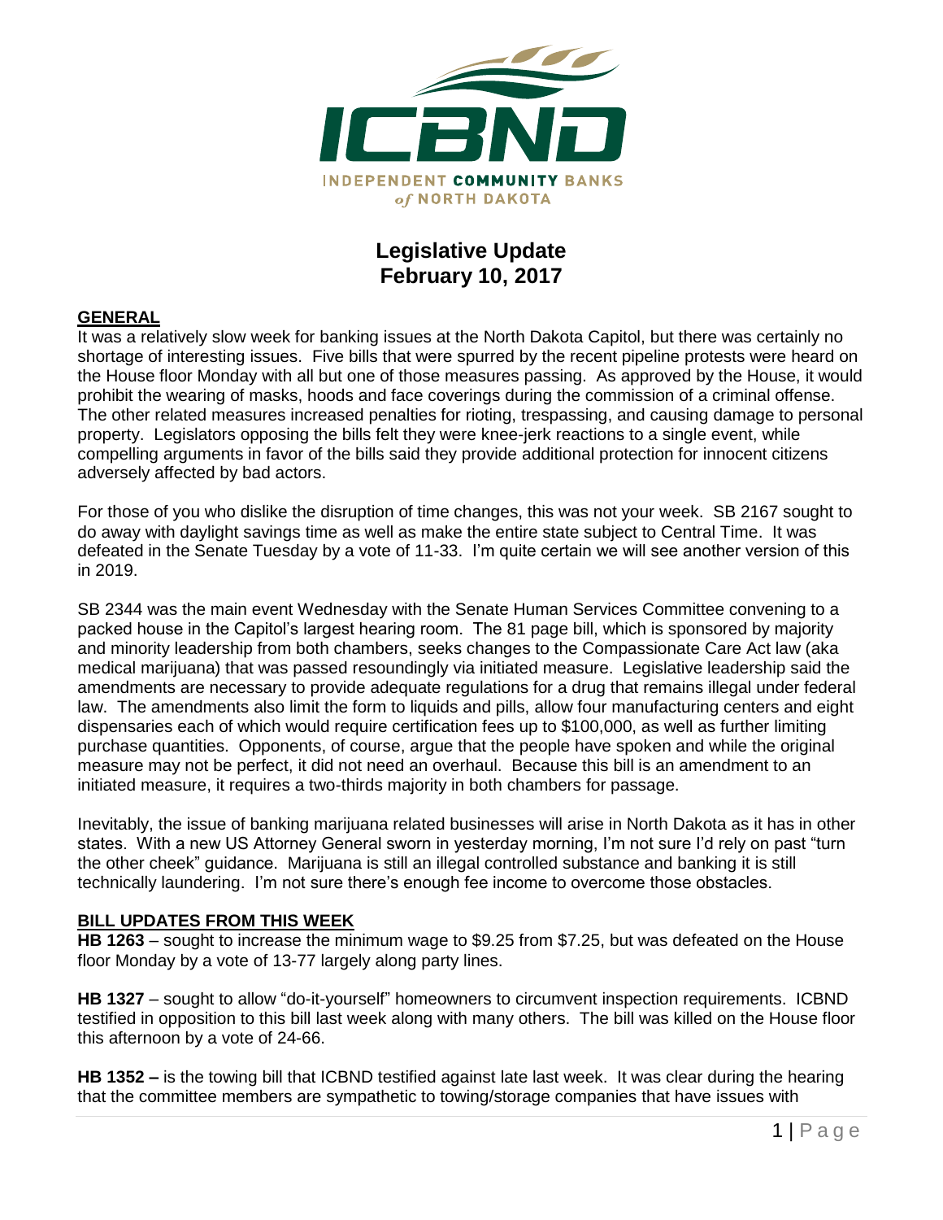# Legislative Update
## February 10, 2017

### GENERAL

It was a relatively slow week for banking issues at the North Dakota Capitol, but there was certainly no shortage of interesting issues. Five bills that were spurred by the recent pipeline protests were heard on the House floor Monday with all but one of those measures passing. As approved by the House, it would prohibit the wearing of masks, hoods and face coverings during the commission of a criminal offense. The other related measures increased penalties for rioting, trespassing, and causing damage to personal property. Legislators opposing the bills felt they were knee-jerk reactions to a single event, while compelling arguments in favor of the bills said they provide additional protection for innocent citizens adversely affected by bad actors.

For those of you who dislike the disruption of time changes, this was not your week. SB 2167 sought to do away with daylight savings time as well as make the entire state subject to Central Time. It was defeated in the Senate Tuesday by a vote of 11-33. I'm quite certain we will see another version of this in 2019.

SB 2344 was the main event Wednesday with the Senate Human Services Committee convening to a packed house in the Capitol's largest hearing room. The 81 page bill, which is sponsored by majority and minority leadership from both chambers, seeks changes to the Compassionate Care Act law (aka medical marijuana) that was passed resoundingly via initiated measure. Legislative leadership said the amendments are necessary to provide adequate regulations for a drug that remains illegal under federal law. The amendments also limit the form to liquids and pills, allow four manufacturing centers and eight dispensaries each of which would require certification fees up to $100,000, as well as further limiting purchase quantities. Opponents, of course, argue that the people have spoken and while the original measure may not be perfect, it did not need an overhaul. Because this bill is an amendment to an initiated measure, it requires a two-thirds majority in both chambers for passage.

Inevitably, the issue of banking marijuana related businesses will arise in North Dakota as it has in other states. With a new US Attorney General sworn in yesterday morning, I'm not sure I'd rely on past "turn the other cheek" guidance. Marijuana is still an illegal controlled substance and banking it is still technically laundering. I'm not sure there's enough fee income to overcome those obstacles.

### BILL UPDATES FROM THIS WEEK

**HB 1263** – sought to increase the minimum wage to $9.25 from $7.25, but was defeated on the House floor Monday by a vote of 13-77 largely along party lines.

**HB 1327** – sought to allow "do-it-yourself" homeowners to circumvent inspection requirements. ICBND testified in opposition to this bill last week along with many others. The bill was killed on the House floor this afternoon by a vote of 24-66.

**HB 1352 –** is the towing bill that ICBND testified against late last week. It was clear during the hearing that the committee members are sympathetic to towing/storage companies that have issues with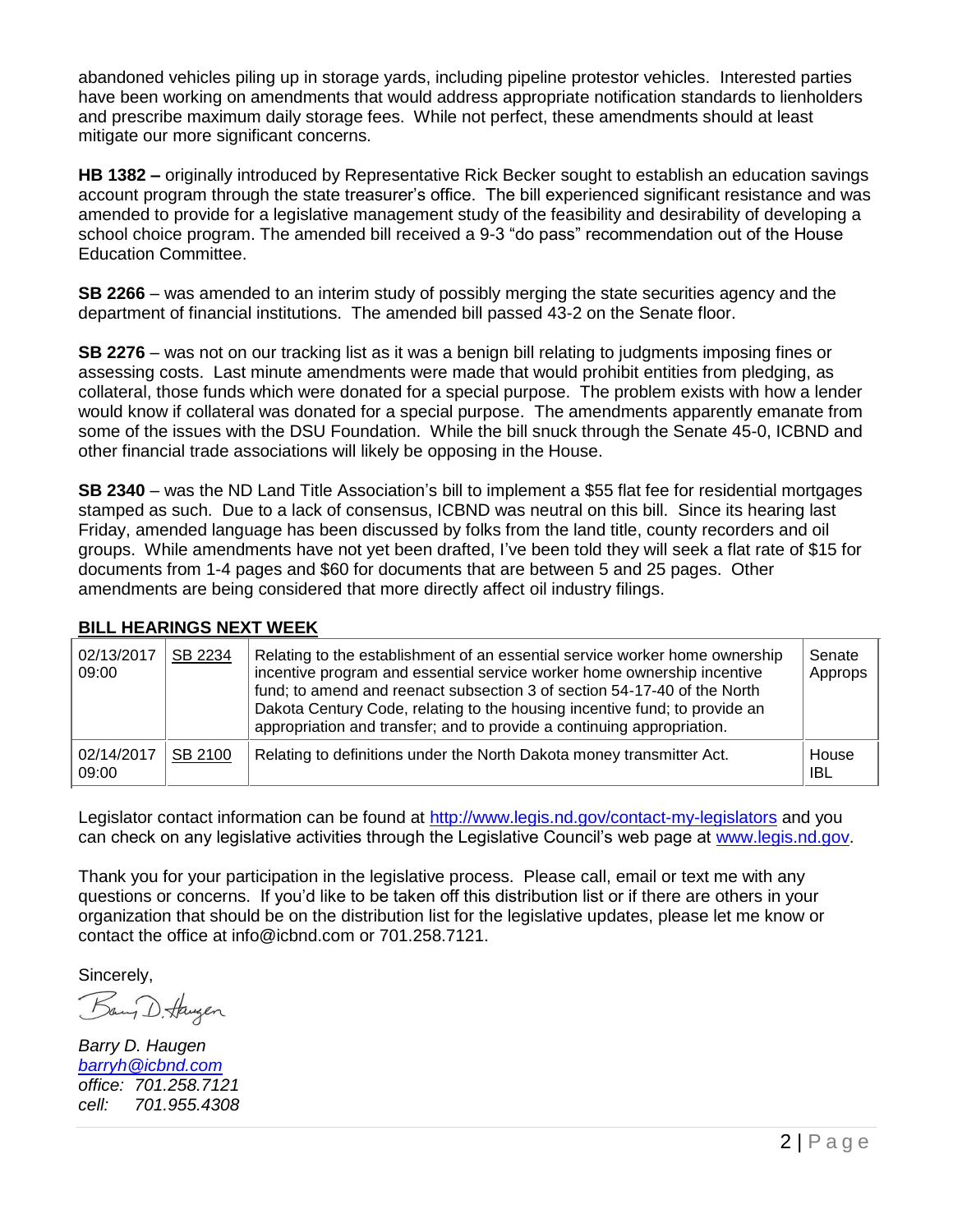abandoned vehicles piling up in storage yards, including pipeline protestor vehicles. Interested parties have been working on amendments that would address appropriate notification standards to lienholders and prescribe maximum daily storage fees. While not perfect, these amendments should at least mitigate our more significant concerns.

**HB 1382 –** originally introduced by Representative Rick Becker sought to establish an education savings account program through the state treasurer's office. The bill experienced significant resistance and was amended to provide for a legislative management study of the feasibility and desirability of developing a school choice program. The amended bill received a 9-3 "do pass" recommendation out of the House Education Committee.

**SB 2266** – was amended to an interim study of possibly merging the state securities agency and the department of financial institutions. The amended bill passed 43-2 on the Senate floor.

**SB 2276** – was not on our tracking list as it was a benign bill relating to judgments imposing fines or assessing costs. Last minute amendments were made that would prohibit entities from pledging, as collateral, those funds which were donated for a special purpose. The problem exists with how a lender would know if collateral was donated for a special purpose. The amendments apparently emanate from some of the issues with the DSU Foundation. While the bill snuck through the Senate 45-0, ICBND and other financial trade associations will likely be opposing in the House.

**SB 2340** – was the ND Land Title Association's bill to implement a $55 flat fee for residential mortgages stamped as such. Due to a lack of consensus, ICBND was neutral on this bill. Since its hearing last Friday, amended language has been discussed by folks from the land title, county recorders and oil groups. While amendments have not yet been drafted, I've been told they will seek a flat rate of $15 for documents from 1-4 pages and $60 for documents that are between 5 and 25 pages. Other amendments are being considered that more directly affect oil industry filings.

## BILL HEARINGS NEXT WEEK

| Date/Time | Bill | Description | Committee |
|---|---|---|---|
| 02/13/2017 09:00 | SB 2234 | Relating to the establishment of an essential service worker home ownership incentive program and essential service worker home ownership incentive fund; to amend and reenact subsection 3 of section 54-17-40 of the North Dakota Century Code, relating to the housing incentive fund; to provide an appropriation and transfer; and to provide a continuing appropriation. | Senate Approps |
| 02/14/2017 09:00 | SB 2100 | Relating to definitions under the North Dakota money transmitter Act. | House IBL |

Legislator contact information can be found at http://www.legis.nd.gov/contact-my-legislators and you can check on any legislative activities through the Legislative Council's web page at www.legis.nd.gov.

Thank you for your participation in the legislative process. Please call, email or text me with any questions or concerns. If you'd like to be taken off this distribution list or if there are others in your organization that should be on the distribution list for the legislative updates, please let me know or contact the office at info@icbnd.com or 701.258.7121.

Sincerely,

*Barry D. Haugen*
*barryh@icbnd.com*
*office: 701.258.7121*
*cell: 701.955.4308*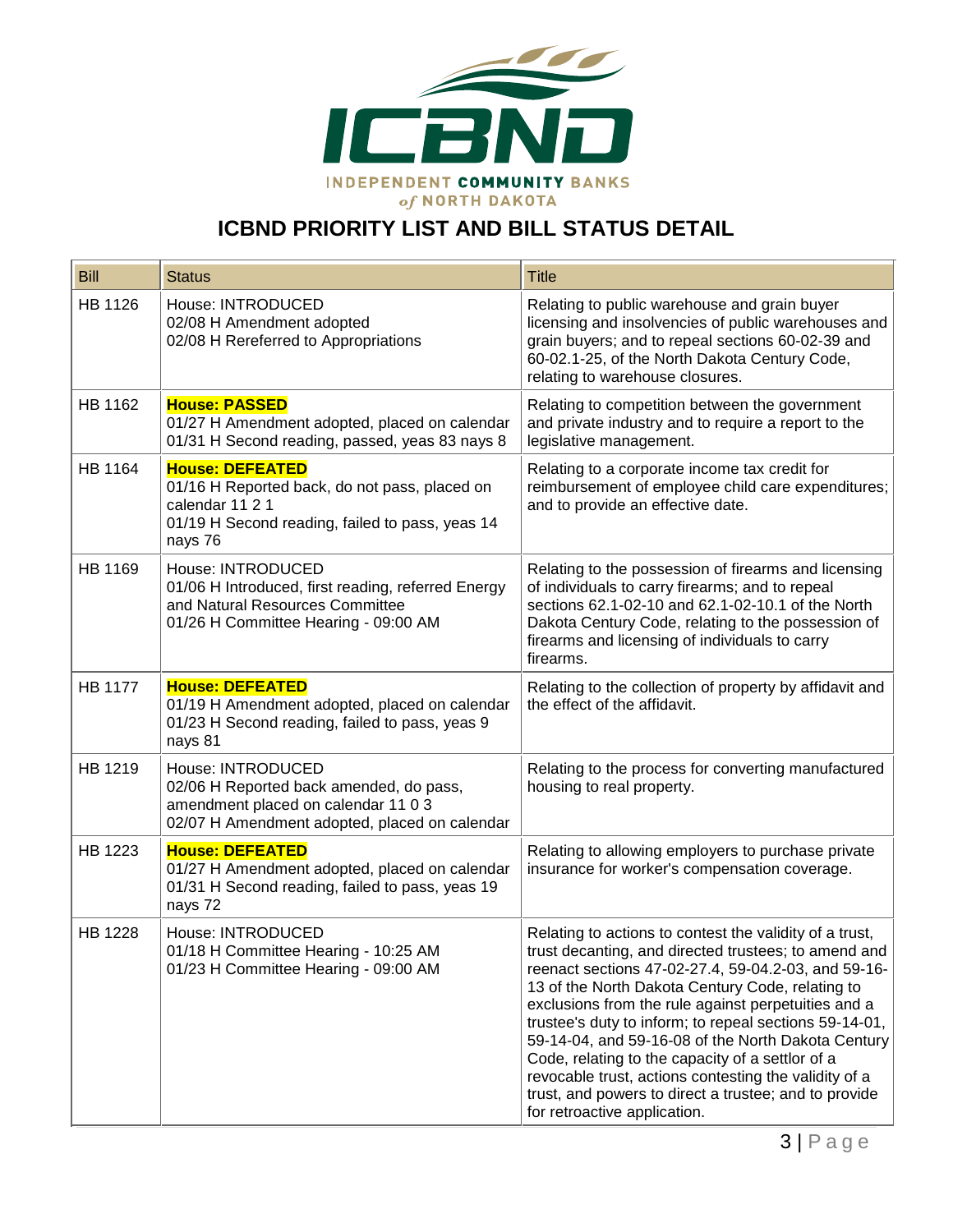# ICBND PRIORITY LIST AND BILL STATUS DETAIL

| Bill | Status | Title |
|---|---|---|
| HB 1126 | House: INTRODUCED<br>02/08 H Amendment adopted<br>02/08 H Rereferred to Appropriations | Relating to public warehouse and grain buyer licensing and insolvencies of public warehouses and grain buyers; and to repeal sections 60-02-39 and 60-02.1-25, of the North Dakota Century Code, relating to warehouse closures. |
| HB 1162 | **House: PASSED**<br>01/27 H Amendment adopted, placed on calendar<br>01/31 H Second reading, passed, yeas 83 nays 8 | Relating to competition between the government and private industry and to require a report to the legislative management. |
| HB 1164 | **House: DEFEATED**<br>01/16 H Reported back, do not pass, placed on calendar 11 2 1<br>01/19 H Second reading, failed to pass, yeas 14 nays 76 | Relating to a corporate income tax credit for reimbursement of employee child care expenditures; and to provide an effective date. |
| HB 1169 | House: INTRODUCED<br>01/06 H Introduced, first reading, referred Energy and Natural Resources Committee<br>01/26 H Committee Hearing - 09:00 AM | Relating to the possession of firearms and licensing of individuals to carry firearms; and to repeal sections 62.1-02-10 and 62.1-02-10.1 of the North Dakota Century Code, relating to the possession of firearms and licensing of individuals to carry firearms. |
| HB 1177 | **House: DEFEATED**<br>01/19 H Amendment adopted, placed on calendar<br>01/23 H Second reading, failed to pass, yeas 9 nays 81 | Relating to the collection of property by affidavit and the effect of the affidavit. |
| HB 1219 | House: INTRODUCED<br>02/06 H Reported back amended, do pass, amendment placed on calendar 11 0 3<br>02/07 H Amendment adopted, placed on calendar | Relating to the process for converting manufactured housing to real property. |
| HB 1223 | **House: DEFEATED**<br>01/27 H Amendment adopted, placed on calendar<br>01/31 H Second reading, failed to pass, yeas 19 nays 72 | Relating to allowing employers to purchase private insurance for worker's compensation coverage. |
| HB 1228 | House: INTRODUCED<br>01/18 H Committee Hearing - 10:25 AM<br>01/23 H Committee Hearing - 09:00 AM | Relating to actions to contest the validity of a trust, trust decanting, and directed trustees; to amend and reenact sections 47-02-27.4, 59-04.2-03, and 59-16-13 of the North Dakota Century Code, relating to exclusions from the rule against perpetuities and a trustee's duty to inform; to repeal sections 59-14-01, 59-14-04, and 59-16-08 of the North Dakota Century Code, relating to the capacity of a settlor of a revocable trust, actions contesting the validity of a trust, and powers to direct a trustee; and to provide for retroactive application. |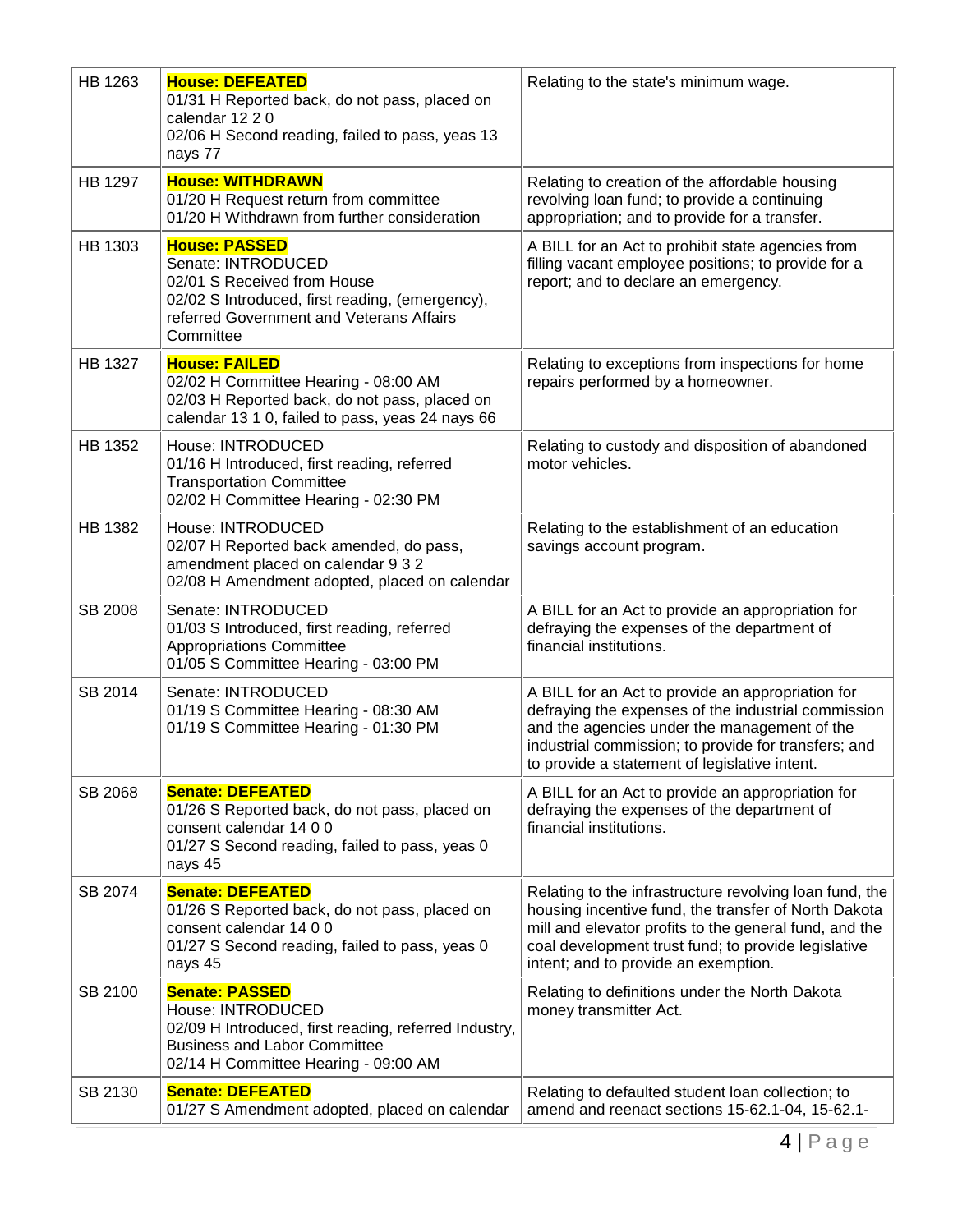| | | |
|---|---|---|
| HB 1263 | **House: DEFEATED**<br>01/31 H Reported back, do not pass, placed on calendar 12 2 0<br>02/06 H Second reading, failed to pass, yeas 13 nays 77 | Relating to the state's minimum wage. |
| HB 1297 | **House: WITHDRAWN**<br>01/20 H Request return from committee<br>01/20 H Withdrawn from further consideration | Relating to creation of the affordable housing revolving loan fund; to provide a continuing appropriation; and to provide for a transfer. |
| HB 1303 | **House: PASSED**<br>Senate: INTRODUCED<br>02/01 S Received from House<br>02/02 S Introduced, first reading, (emergency), referred Government and Veterans Affairs Committee | A BILL for an Act to prohibit state agencies from filling vacant employee positions; to provide for a report; and to declare an emergency. |
| HB 1327 | **House: FAILED**<br>02/02 H Committee Hearing - 08:00 AM<br>02/03 H Reported back, do not pass, placed on calendar 13 1 0, failed to pass, yeas 24 nays 66 | Relating to exceptions from inspections for home repairs performed by a homeowner. |
| HB 1352 | House: INTRODUCED<br>01/16 H Introduced, first reading, referred Transportation Committee<br>02/02 H Committee Hearing - 02:30 PM | Relating to custody and disposition of abandoned motor vehicles. |
| HB 1382 | House: INTRODUCED<br>02/07 H Reported back amended, do pass, amendment placed on calendar 9 3 2<br>02/08 H Amendment adopted, placed on calendar | Relating to the establishment of an education savings account program. |
| SB 2008 | Senate: INTRODUCED<br>01/03 S Introduced, first reading, referred Appropriations Committee<br>01/05 S Committee Hearing - 03:00 PM | A BILL for an Act to provide an appropriation for defraying the expenses of the department of financial institutions. |
| SB 2014 | Senate: INTRODUCED<br>01/19 S Committee Hearing - 08:30 AM<br>01/19 S Committee Hearing - 01:30 PM | A BILL for an Act to provide an appropriation for defraying the expenses of the industrial commission and the agencies under the management of the industrial commission; to provide for transfers; and to provide a statement of legislative intent. |
| SB 2068 | **Senate: DEFEATED**<br>01/26 S Reported back, do not pass, placed on consent calendar 14 0 0<br>01/27 S Second reading, failed to pass, yeas 0 nays 45 | A BILL for an Act to provide an appropriation for defraying the expenses of the department of financial institutions. |
| SB 2074 | **Senate: DEFEATED**<br>01/26 S Reported back, do not pass, placed on consent calendar 14 0 0<br>01/27 S Second reading, failed to pass, yeas 0 nays 45 | Relating to the infrastructure revolving loan fund, the housing incentive fund, the transfer of North Dakota mill and elevator profits to the general fund, and the coal development trust fund; to provide legislative intent; and to provide an exemption. |
| SB 2100 | **Senate: PASSED**<br>House: INTRODUCED<br>02/09 H Introduced, first reading, referred Industry, Business and Labor Committee<br>02/14 H Committee Hearing - 09:00 AM | Relating to definitions under the North Dakota money transmitter Act. |
| SB 2130 | **Senate: DEFEATED**<br>01/27 S Amendment adopted, placed on calendar | Relating to defaulted student loan collection; to amend and reenact sections 15-62.1-04, 15-62.1- |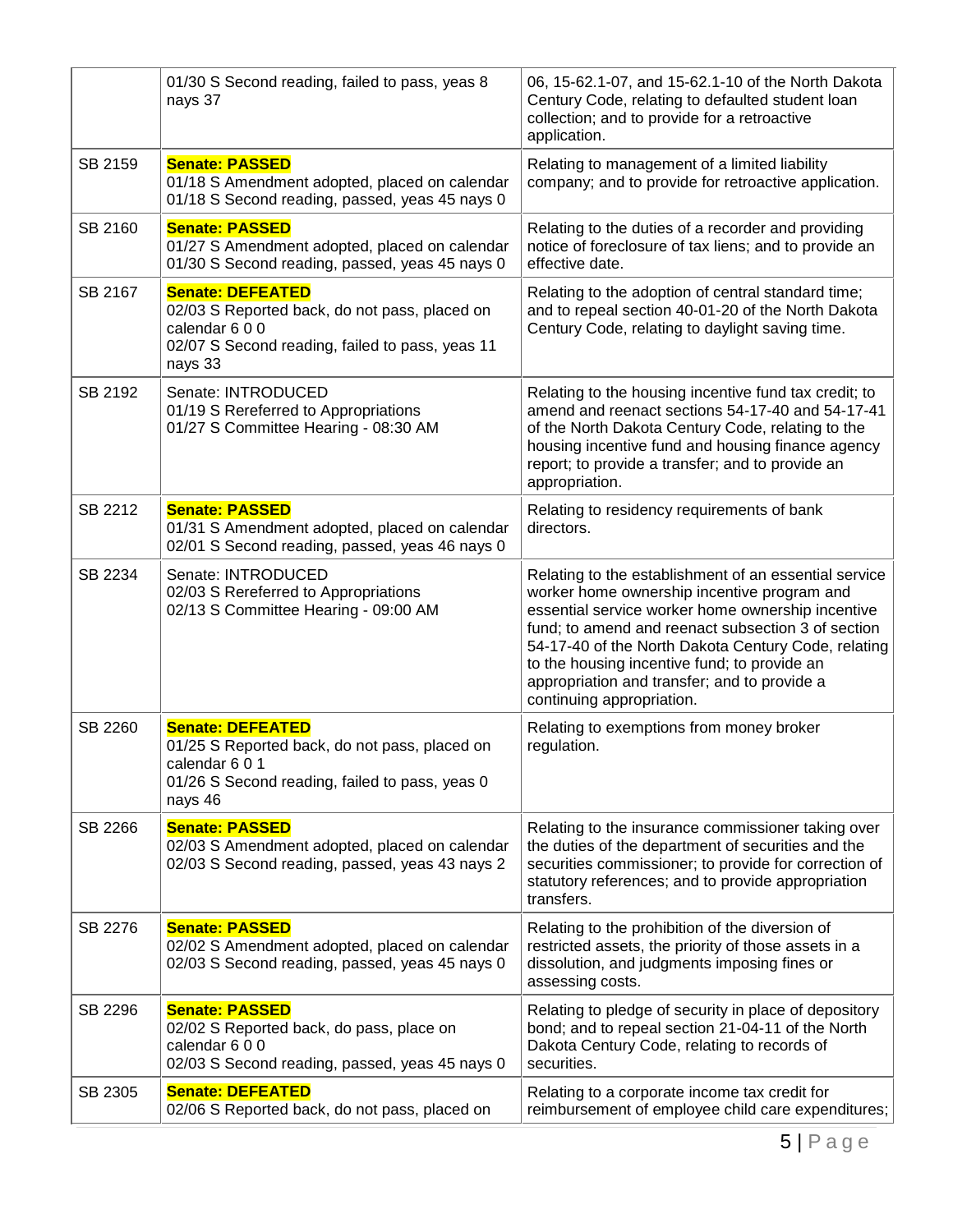| | | |
|---|---|---|
| | 01/30 S Second reading, failed to pass, yeas 8 nays 37 | 06, 15-62.1-07, and 15-62.1-10 of the North Dakota Century Code, relating to defaulted student loan collection; and to provide for a retroactive application. |
| SB 2159 | **Senate: PASSED**<br>01/18 S Amendment adopted, placed on calendar<br>01/18 S Second reading, passed, yeas 45 nays 0 | Relating to management of a limited liability company; and to provide for retroactive application. |
| SB 2160 | **Senate: PASSED**<br>01/27 S Amendment adopted, placed on calendar<br>01/30 S Second reading, passed, yeas 45 nays 0 | Relating to the duties of a recorder and providing notice of foreclosure of tax liens; and to provide an effective date. |
| SB 2167 | **Senate: DEFEATED**<br>02/03 S Reported back, do not pass, placed on calendar 6 0 0<br>02/07 S Second reading, failed to pass, yeas 11 nays 33 | Relating to the adoption of central standard time; and to repeal section 40-01-20 of the North Dakota Century Code, relating to daylight saving time. |
| SB 2192 | Senate: INTRODUCED<br>01/19 S Rereferred to Appropriations<br>01/27 S Committee Hearing - 08:30 AM | Relating to the housing incentive fund tax credit; to amend and reenact sections 54-17-40 and 54-17-41 of the North Dakota Century Code, relating to the housing incentive fund and housing finance agency report; to provide a transfer; and to provide an appropriation. |
| SB 2212 | **Senate: PASSED**<br>01/31 S Amendment adopted, placed on calendar<br>02/01 S Second reading, passed, yeas 46 nays 0 | Relating to residency requirements of bank directors. |
| SB 2234 | Senate: INTRODUCED<br>02/03 S Rereferred to Appropriations<br>02/13 S Committee Hearing - 09:00 AM | Relating to the establishment of an essential service worker home ownership incentive program and essential service worker home ownership incentive fund; to amend and reenact subsection 3 of section 54-17-40 of the North Dakota Century Code, relating to the housing incentive fund; to provide an appropriation and transfer; and to provide a continuing appropriation. |
| SB 2260 | **Senate: DEFEATED**<br>01/25 S Reported back, do not pass, placed on calendar 6 0 1<br>01/26 S Second reading, failed to pass, yeas 0 nays 46 | Relating to exemptions from money broker regulation. |
| SB 2266 | **Senate: PASSED**<br>02/03 S Amendment adopted, placed on calendar<br>02/03 S Second reading, passed, yeas 43 nays 2 | Relating to the insurance commissioner taking over the duties of the department of securities and the securities commissioner; to provide for correction of statutory references; and to provide appropriation transfers. |
| SB 2276 | **Senate: PASSED**<br>02/02 S Amendment adopted, placed on calendar<br>02/03 S Second reading, passed, yeas 45 nays 0 | Relating to the prohibition of the diversion of restricted assets, the priority of those assets in a dissolution, and judgments imposing fines or assessing costs. |
| SB 2296 | **Senate: PASSED**<br>02/02 S Reported back, do pass, place on calendar 6 0 0<br>02/03 S Second reading, passed, yeas 45 nays 0 | Relating to pledge of security in place of depository bond; and to repeal section 21-04-11 of the North Dakota Century Code, relating to records of securities. |
| SB 2305 | **Senate: DEFEATED**<br>02/06 S Reported back, do not pass, placed on | Relating to a corporate income tax credit for reimbursement of employee child care expenditures; |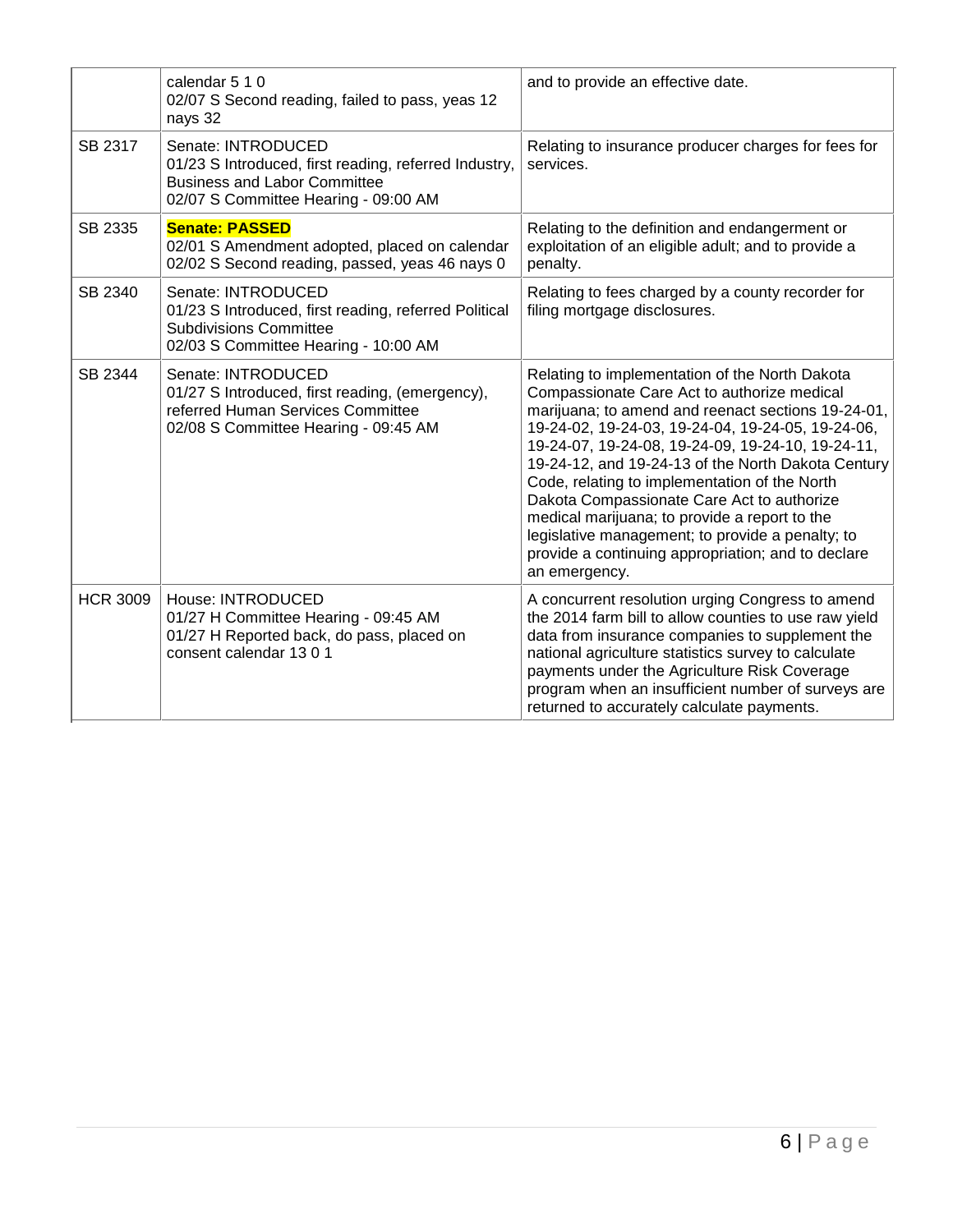| | | |
|---|---|---|
| | calendar 5 1 0<br>02/07 S Second reading, failed to pass, yeas 12 nays 32 | and to provide an effective date. |
| SB 2317 | Senate: INTRODUCED<br>01/23 S Introduced, first reading, referred Industry, Business and Labor Committee<br>02/07 S Committee Hearing - 09:00 AM | Relating to insurance producer charges for fees for services. |
| SB 2335 | **Senate: PASSED**<br>02/01 S Amendment adopted, placed on calendar<br>02/02 S Second reading, passed, yeas 46 nays 0 | Relating to the definition and endangerment or exploitation of an eligible adult; and to provide a penalty. |
| SB 2340 | Senate: INTRODUCED<br>01/23 S Introduced, first reading, referred Political Subdivisions Committee<br>02/03 S Committee Hearing - 10:00 AM | Relating to fees charged by a county recorder for filing mortgage disclosures. |
| SB 2344 | Senate: INTRODUCED<br>01/27 S Introduced, first reading, (emergency), referred Human Services Committee<br>02/08 S Committee Hearing - 09:45 AM | Relating to implementation of the North Dakota Compassionate Care Act to authorize medical marijuana; to amend and reenact sections 19-24-01, 19-24-02, 19-24-03, 19-24-04, 19-24-05, 19-24-06, 19-24-07, 19-24-08, 19-24-09, 19-24-10, 19-24-11, 19-24-12, and 19-24-13 of the North Dakota Century Code, relating to implementation of the North Dakota Compassionate Care Act to authorize medical marijuana; to provide a report to the legislative management; to provide a penalty; to provide a continuing appropriation; and to declare an emergency. |
| HCR 3009 | House: INTRODUCED<br>01/27 H Committee Hearing - 09:45 AM<br>01/27 H Reported back, do pass, placed on consent calendar 13 0 1 | A concurrent resolution urging Congress to amend the 2014 farm bill to allow counties to use raw yield data from insurance companies to supplement the national agriculture statistics survey to calculate payments under the Agriculture Risk Coverage program when an insufficient number of surveys are returned to accurately calculate payments. |